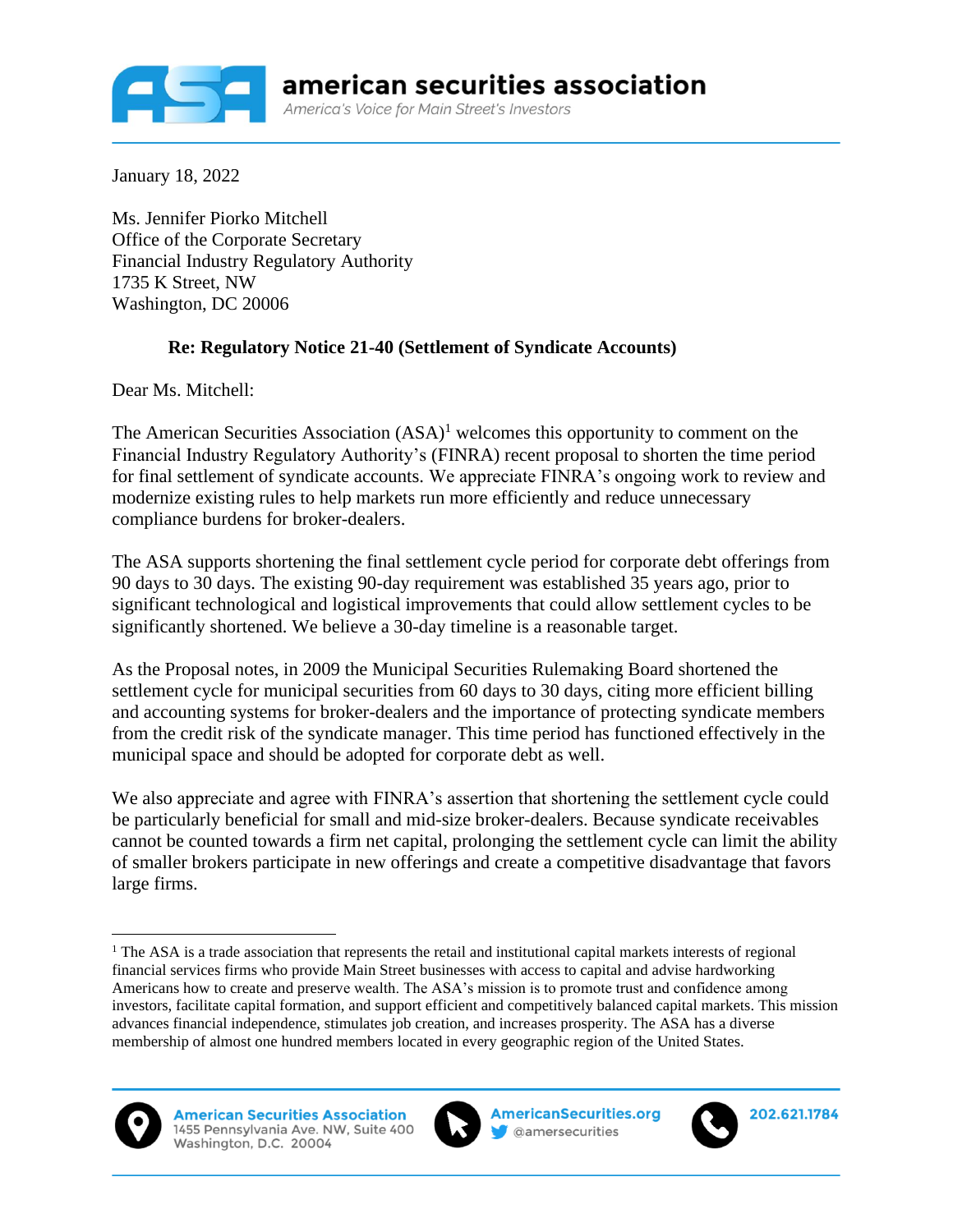January 18, 2022

Ms. Jennifer Piorko Mitchell
Office of the Corporate Secretary
Financial Industry Regulatory Authority
1735 K Street, NW
Washington, DC 20006

**Re: Regulatory Notice 21-40 (Settlement of Syndicate Accounts)**

Dear Ms. Mitchell:

The American Securities Association (ASA)[1] welcomes this opportunity to comment on the Financial Industry Regulatory Authority's (FINRA) recent proposal to shorten the time period for final settlement of syndicate accounts. We appreciate FINRA's ongoing work to review and modernize existing rules to help markets run more efficiently and reduce unnecessary compliance burdens for broker-dealers.

The ASA supports shortening the final settlement cycle period for corporate debt offerings from 90 days to 30 days. The existing 90-day requirement was established 35 years ago, prior to significant technological and logistical improvements that could allow settlement cycles to be significantly shortened. We believe a 30-day timeline is a reasonable target.

As the Proposal notes, in 2009 the Municipal Securities Rulemaking Board shortened the settlement cycle for municipal securities from 60 days to 30 days, citing more efficient billing and accounting systems for broker-dealers and the importance of protecting syndicate members from the credit risk of the syndicate manager. This time period has functioned effectively in the municipal space and should be adopted for corporate debt as well.

We also appreciate and agree with FINRA's assertion that shortening the settlement cycle could be particularly beneficial for small and mid-size broker-dealers. Because syndicate receivables cannot be counted towards a firm net capital, prolonging the settlement cycle can limit the ability of smaller brokers participate in new offerings and create a competitive disadvantage that favors large firms.

---

[1] The ASA is a trade association that represents the retail and institutional capital markets interests of regional financial services firms who provide Main Street businesses with access to capital and advise hardworking Americans how to create and preserve wealth. The ASA's mission is to promote trust and confidence among investors, facilitate capital formation, and support efficient and competitively balanced capital markets. This mission advances financial independence, stimulates job creation, and increases prosperity. The ASA has a diverse membership of almost one hundred members located in every geographic region of the United States.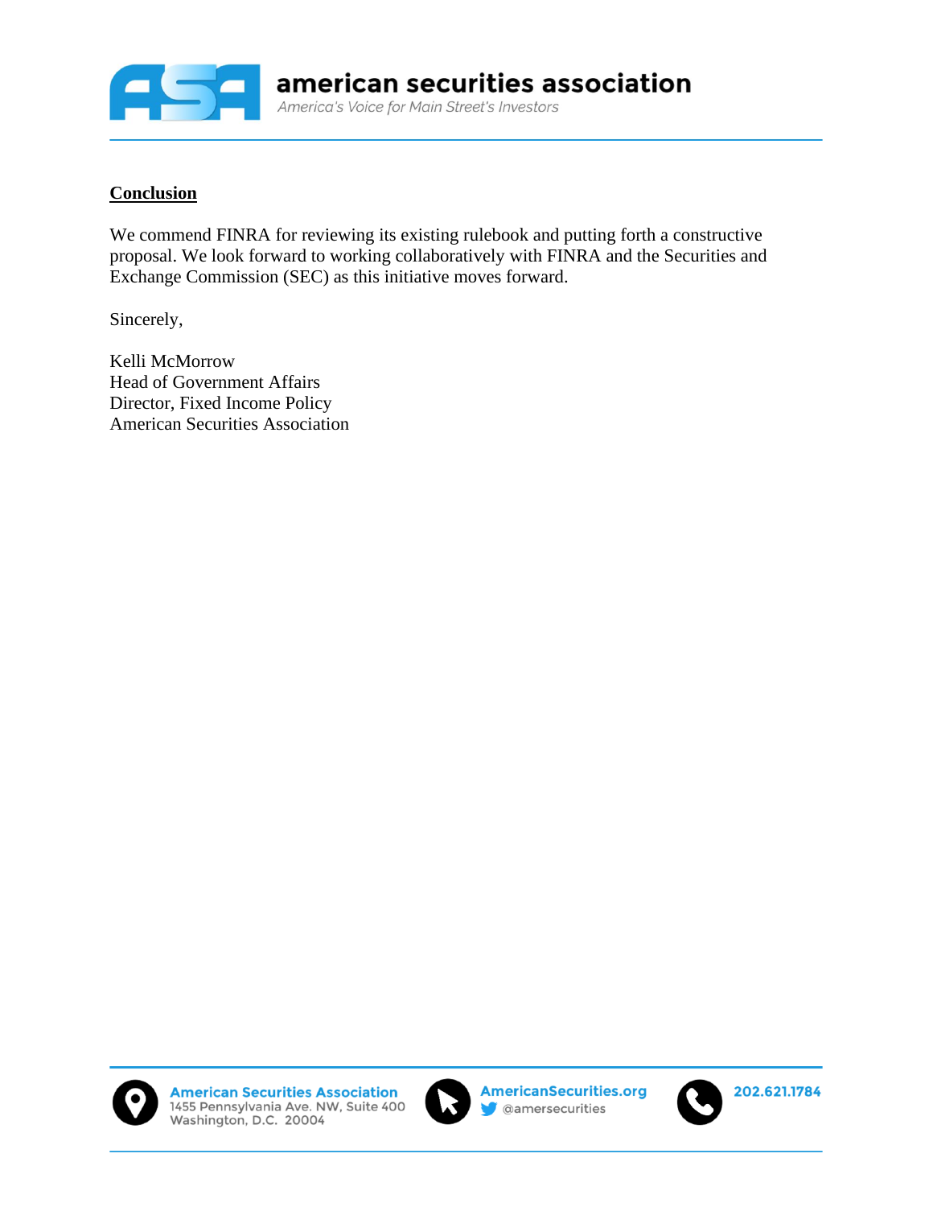## Conclusion

We commend FINRA for reviewing its existing rulebook and putting forth a constructive proposal. We look forward to working collaboratively with FINRA and the Securities and Exchange Commission (SEC) as this initiative moves forward.

Sincerely,

Kelli McMorrow
Head of Government Affairs
Director, Fixed Income Policy
American Securities Association